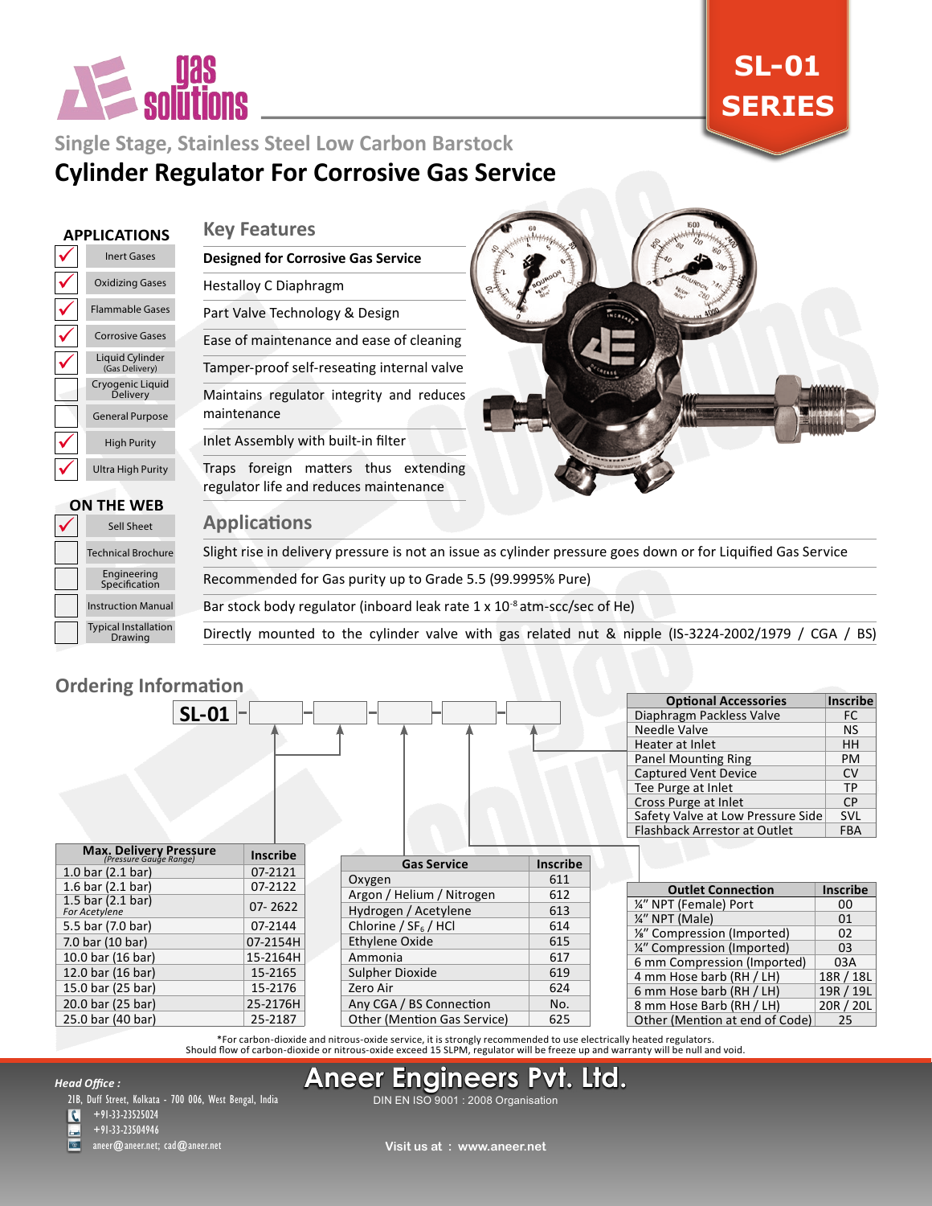# SL-01 SERIES

gas solutions

## Single Stage, Stainless Steel Low Carbon Barstock

# Cylinder Regulator For Corrosive Gas Service

### APPLICATIONS

| | |
|---|---|
| ✓ | Inert Gases |
| ✓ | Oxidizing Gases |
| ✓ | Flammable Gases |
| ✓ | Corrosive Gases |
| ✓ | Liquid Cylinder (Gas Delivery) |
| | Cryogenic Liquid Delivery |
| | General Purpose |
| ✓ | High Purity |
| ✓ | Ultra High Purity |

### ON THE WEB

| | |
|---|---|
| ✓ | Sell Sheet |
| | Technical Brochure |
| | Engineering Specification |
| | Instruction Manual |
| | Typical Installation Drawing |

## Key Features

- **Designed for Corrosive Gas Service**
- Hestalloy C Diaphragm
- Part Valve Technology & Design
- Ease of maintenance and ease of cleaning
- Tamper-proof self-reseating internal valve
- Maintains regulator integrity and reduces maintenance
- Inlet Assembly with built-in filter
- Traps foreign matters thus extending regulator life and reduces maintenance

## Applications

- Slight rise in delivery pressure is not an issue as cylinder pressure goes down or for Liquified Gas Service
- Recommended for Gas purity up to Grade 5.5 (99.9995% Pure)
- Bar stock body regulator (inboard leak rate 1 x $10^{-8}$ atm-scc/sec of He)
- Directly mounted to the cylinder valve with gas related nut & nipple (IS-3224-2002/1979 / CGA / BS)

## Ordering Information

**SL-01** - [Max. Delivery Pressure] - [Gas Service] - [Outlet Connection] - [Optional Accessories]

| Max. Delivery Pressure *(Pressure Gauge Range)* | Inscribe |
|---|---|
| 1.0 bar (2.1 bar) | 07-2121 |
| 1.6 bar (2.1 bar) | 07-2122 |
| 1.5 bar (2.1 bar) *For Acetylene* | 07- 2622 |
| 5.5 bar (7.0 bar) | 07-2144 |
| 7.0 bar (10 bar) | 07-2154H |
| 10.0 bar (16 bar) | 15-2164H |
| 12.0 bar (16 bar) | 15-2165 |
| 15.0 bar (25 bar) | 15-2176 |
| 20.0 bar (25 bar) | 25-2176H |
| 25.0 bar (40 bar) | 25-2187 |

| Gas Service | Inscribe |
|---|---|
| Oxygen | 611 |
| Argon / Helium / Nitrogen | 612 |
| Hydrogen / Acetylene | 613 |
| Chlorine / $SF_6$ / HCl | 614 |
| Ethylene Oxide | 615 |
| Ammonia | 617 |
| Sulpher Dioxide | 619 |
| Zero Air | 624 |
| Any CGA / BS Connection | No. |
| Other (Mention Gas Service) | 625 |

| Outlet Connection | Inscribe |
|---|---|
| ¼" NPT (Female) Port | 00 |
| ¼" NPT (Male) | 01 |
| ⅛" Compression (Imported) | 02 |
| ¼" Compression (Imported) | 03 |
| 6 mm Compression (Imported) | 03A |
| 4 mm Hose barb (RH / LH) | 18R / 18L |
| 6 mm Hose barb (RH / LH) | 19R / 19L |
| 8 mm Hose Barb (RH / LH) | 20R / 20L |
| Other (Mention at end of Code) | 25 |

| Optional Accessories | Inscribe |
|---|---|
| Diaphragm Packless Valve | FC |
| Needle Valve | NS |
| Heater at Inlet | HH |
| Panel Mounting Ring | PM |
| Captured Vent Device | CV |
| Tee Purge at Inlet | TP |
| Cross Purge at Inlet | CP |
| Safety Valve at Low Pressure Side | SVL |
| Flashback Arrestor at Outlet | FBA |

*For carbon-dioxide and nitrous-oxide service, it is strongly recommended to use electrically heated regulators.
Should flow of carbon-dioxide or nitrous-oxide exceed 15 SLPM, regulator will be freeze up and warranty will be null and void.

**Head Office :**
21B, Duff Street, Kolkata - 700 006, West Bengal, India
+91-33-23525024
+91-33-23504946
aneer@aneer.net; cad@aneer.net

# Aneer Engineers Pvt. Ltd.

DIN EN ISO 9001 : 2008 Organisation

Visit us at : www.aneer.net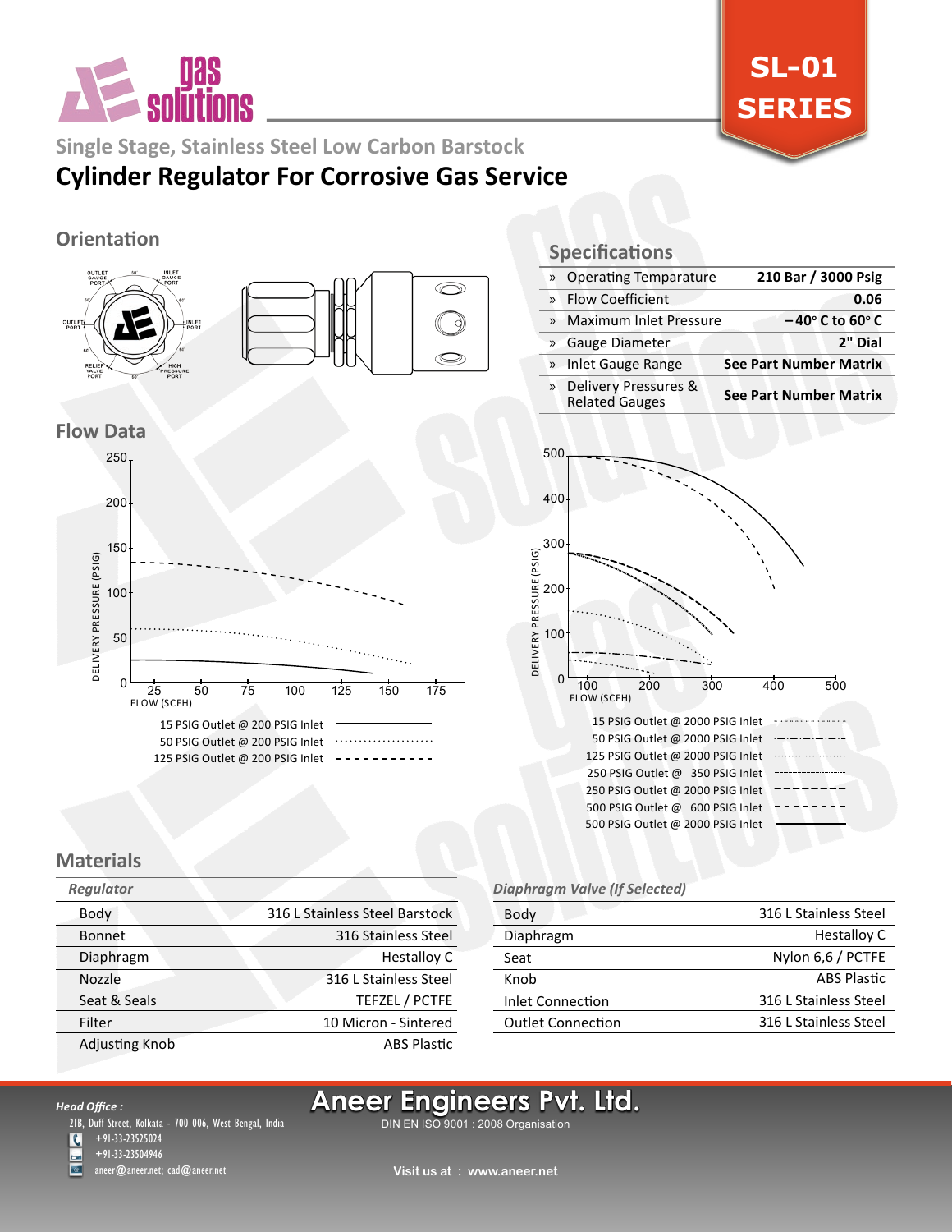# SL-01 SERIES

Single Stage, Stainless Steel Low Carbon Barstock

## Cylinder Regulator For Corrosive Gas Service

## Orientation

OUTLET GAUGE PORT
INLET GAUGE PORT
OUTLET PORT
INLET PORT
RELIEF VALVE PORT
HIGH PRESSURE PORT

## Specifications

| | |
|---|---|
| » Operating Temparature | **210 Bar / 3000 Psig** |
| » Flow Coefficient | **0.06** |
| » Maximum Inlet Pressure | **– 40° C to 60° C** |
| » Gauge Diameter | **2" Dial** |
| » Inlet Gauge Range | **See Part Number Matrix** |
| » Delivery Pressures & Related Gauges | **See Part Number Matrix** |

## Flow Data

DELIVERY PRESSURE (PSIG)
0
50
100
150
200
250
FLOW (SCFH)
25
50
75
100
125
150
175

15 PSIG Outlet @ 200 PSIG Inlet
50 PSIG Outlet @ 200 PSIG Inlet
125 PSIG Outlet @ 200 PSIG Inlet

DELIVERY PRESSURE (PSIG)
0
100
200
300
400
500
FLOW (SCFH)
100
200
300
400
500

15 PSIG Outlet @ 2000 PSIG Inlet
50 PSIG Outlet @ 2000 PSIG Inlet
125 PSIG Outlet @ 2000 PSIG Inlet
250 PSIG Outlet @ 350 PSIG Inlet
250 PSIG Outlet @ 2000 PSIG Inlet
500 PSIG Outlet @ 600 PSIG Inlet
500 PSIG Outlet @ 2000 PSIG Inlet

## Materials

| *Regulator* | |
|---|---|
| Body | 316 L Stainless Steel Barstock |
| Bonnet | 316 Stainless Steel |
| Diaphragm | Hestalloy C |
| Nozzle | 316 L Stainless Steel |
| Seat & Seals | TEFZEL / PCTFE |
| Filter | 10 Micron - Sintered |
| Adjusting Knob | ABS Plastic |

| *Diaphragm Valve (If Selected)* | |
|---|---|
| Body | 316 L Stainless Steel |
| Diaphragm | Hestalloy C |
| Seat | Nylon 6,6 / PCTFE |
| Knob | ABS Plastic |
| Inlet Connection | 316 L Stainless Steel |
| Outlet Connection | 316 L Stainless Steel |

***Head Office :***
21B, Duff Street, Kolkata - 700 006, West Bengal, India
+91-33-23525024
+91-33-23504946
aneer@aneer.net; cad@aneer.net

**Aneer Engineers Pvt. Ltd.**
DIN EN ISO 9001 : 2008 Organisation

Visit us at : www.aneer.net